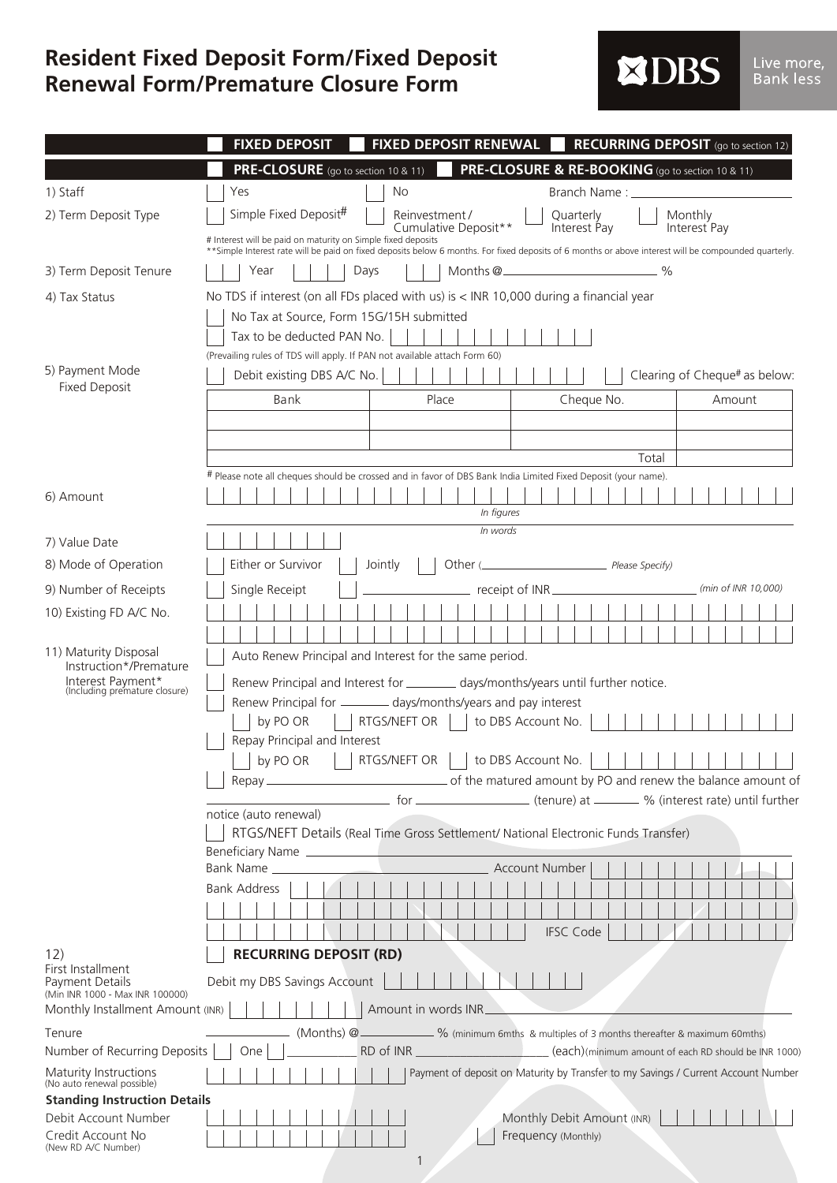# Resident Fixed Deposit Form/Fixed Deposit Renewal Form/Premature Closure Form

DBS Live more, Bank less

☐ **FIXED DEPOSIT** ☐ **FIXED DEPOSIT RENEWAL** ☐ **RECURRING DEPOSIT** (go to section 12)

☐ **PRE-CLOSURE** (go to section 10 & 11) ☐ **PRE-CLOSURE & RE-BOOKING** (go to section 10 & 11)

**1) Staff**
☐ Yes ☐ No Branch Name : ____________

**2) Term Deposit Type**
☐ Simple Fixed Deposit# ☐ Reinvestment / Cumulative Deposit** ☐ Quarterly Interest Pay ☐ Monthly Interest Pay

# Interest will be paid on maturity on Simple fixed deposits
**Simple Interest rate will be paid on fixed deposits below 6 months. For fixed deposits of 6 months or above interest will be compounded quarterly.

**3) Term Deposit Tenure**
☐☐ Year ☐☐☐ Days ☐☐ Months @____________ %

**4) Tax Status**
No TDS if interest (on all FDs placed with us) is < INR 10,000 during a financial year

☐ No Tax at Source, Form 15G/15H submitted

☐ Tax to be deducted PAN No. ☐☐☐☐☐☐☐☐☐☐

(Prevailing rules of TDS will apply. If PAN not available attach Form 60)

**5) Payment Mode Fixed Deposit**
☐ Debit existing DBS A/C No. ☐☐☐☐☐☐☐☐☐☐☐☐☐☐☐ ☐ Clearing of Cheque# as below:

| Bank | Place | Cheque No. | Amount |
|---|---|---|---|
| | | | |
| | | | |
| | | Total | |

# Please note all cheques should be crossed and in favor of DBS Bank India Limited Fixed Deposit (your name).

**6) Amount**
____________ *In figures*
____________ *In words*

**7) Value Date**
☐☐☐☐☐☐☐☐

**8) Mode of Operation**
☐ Either or Survivor ☐ Jointly ☐ Other (____________ *Please Specify*)

**9) Number of Receipts**
☐ Single Receipt ☐ ____________ receipt of INR ____________ *(min of INR 10,000)*

**10) Existing FD A/C No.**
____________
____________

**11) Maturity Disposal Instruction*/Premature Interest Payment*** (Including premature closure)

☐ Auto Renew Principal and Interest for the same period.

☐ Renew Principal and Interest for ________ days/months/years until further notice.

☐ Renew Principal for ________ days/months/years and pay interest
 ☐ by PO OR ☐ RTGS/NEFT OR ☐ to DBS Account No. ____________

☐ Repay Principal and Interest
 ☐ by PO OR ☐ RTGS/NEFT OR ☐ to DBS Account No. ____________

☐ Repay ____________ of the matured amount by PO and renew the balance amount of ____________ for ____________ (tenure) at ________ % (interest rate) until further notice (auto renewal)

☐ RTGS/NEFT Details (Real Time Gross Settlement/ National Electronic Funds Transfer)

Beneficiary Name ____________

Bank Name ____________ Account Number ____________

Bank Address ____________
____________
____________ IFSC Code ____________

**12)** ☐ **RECURRING DEPOSIT (RD)**

**First Installment Payment Details** (Min INR 1000 - Max INR 100000)
Debit my DBS Savings Account ____________

**Monthly Installment Amount (INR)** ____________ Amount in words INR ____________

**Tenure** ________ (Months) @ ________ % (minimum 6mths & multiples of 3 months thereafter & maximum 60mths)

**Number of Recurring Deposits** ☐ One ☐ ________ RD of INR ____________ (each) (minimum amount of each RD should be INR 1000)

**Maturity Instructions** (No auto renewal possible)
____________ Payment of deposit on Maturity by Transfer to my Savings / Current Account Number

**Standing Instruction Details**

Debit Account Number ____________ Monthly Debit Amount (INR) ____________

Credit Account No (New RD A/C Number) ____________ ☐ Frequency (Monthly)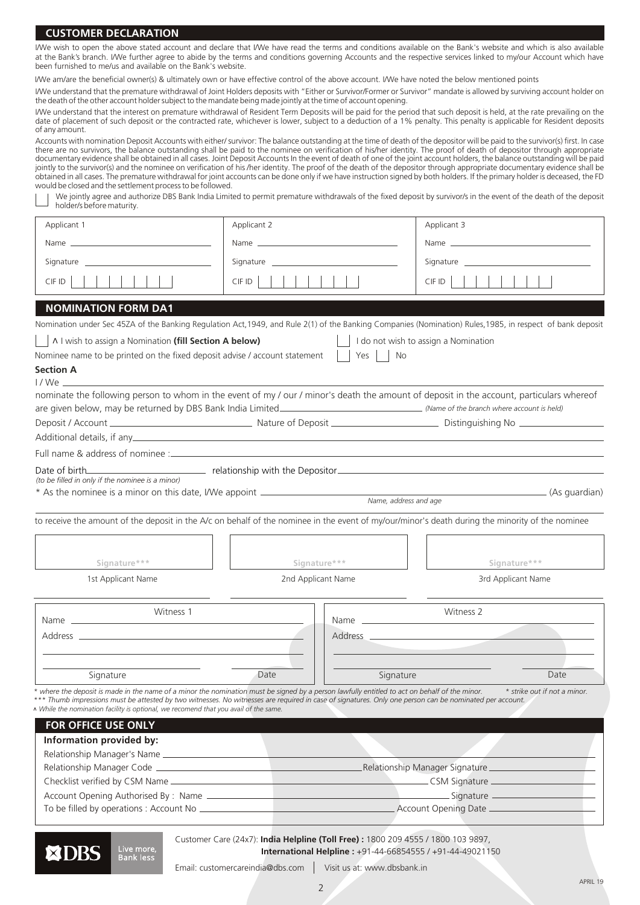## CUSTOMER DECLARATION

I/We wish to open the above stated account and declare that I/We have read the terms and conditions available on the Bank's website and which is also available at the Bank's branch. I/We further agree to abide by the terms and conditions governing Accounts and the respective services linked to my/our Account which have been furnished to me/us and available on the Bank's website.

I/We am/are the beneficial owner(s) & ultimately own or have effective control of the above account. I/We have noted the below mentioned points

I/We understand that the premature withdrawal of Joint Holders deposits with "Either or Survivor/Former or Survivor" mandate is allowed by surviving account holder on the death of the other account holder subject to the mandate being made jointly at the time of account opening.

I/We understand that the interest on premature withdrawal of Resident Term Deposits will be paid for the period that such deposit is held, at the rate prevailing on the date of placement of such deposit or the contracted rate, whichever is lower, subject to a deduction of a 1% penalty. This penalty is applicable for Resident deposits of any amount.

Accounts with nomination Deposit Accounts with either/ survivor: The balance outstanding at the time of death of the depositor will be paid to the survivor(s) first. In case there are no survivors, the balance outstanding shall be paid to the nominee on verification of his/her identity. The proof of death of depositor through appropriate documentary evidence shall be obtained in all cases. Joint Deposit Accounts In the event of death of one of the joint account holders, the balance outstanding will be paid jointly to the survivor(s) and the nominee on verification of his /her identity. The proof of the death of the depositor through appropriate documentary evidence shall be obtained in all cases. The premature withdrawal for joint accounts can be done only if we have instruction signed by both holders. If the primary holder is deceased, the FD would be closed and the settlement process to be followed.

☐ We jointly agree and authorize DBS Bank India Limited to permit premature withdrawals of the fixed deposit by survivor/s in the event of the death of the deposit holder/s before maturity.

| Applicant 1 | Applicant 2 | Applicant 3 |
|---|---|---|
| Name ______ | Name ______ | Name ______ |
| Signature ______ | Signature ______ | Signature ______ |
| CIF ID | CIF ID | CIF ID |

## NOMINATION FORM DA1

Nomination under Sec 45ZA of the Banking Regulation Act,1949, and Rule 2(1) of the Banking Companies (Nomination) Rules,1985, in respect of bank deposit

☐ ^ I wish to assign a Nomination **(fill Section A below)** ☐ I do not wish to assign a Nomination

Nominee name to be printed on the fixed deposit advise / account statement ☐ Yes ☐ No

**Section A**

I / We ______

nominate the following person to whom in the event of my / our / minor's death the amount of deposit in the account, particulars whereof are given below, may be returned by DBS Bank India Limited______ *(Name of the branch where account is held)*

Deposit / Account ______ Nature of Deposit ______ Distinguishing No ______

Additional details, if any______

Full name & address of nominee :______

Date of birth______ relationship with the Depositor______

*(to be filled in only if the nominee is a minor)*

* As the nominee is a minor on this date, I/We appoint ______ *Name, address and age* ______ (As guardian)

to receive the amount of the deposit in the A/c on behalf of the nominee in the event of my/our/minor's death during the minority of the nominee

| Signature*** | Signature*** | Signature*** |
|---|---|---|
| 1st Applicant Name | 2nd Applicant Name | 3rd Applicant Name |

| Witness 1 | Witness 2 |
|---|---|
| Name ______ | Name ______ |
| Address ______ | Address ______ |
| Signature / Date | Signature / Date |

* *where the deposit is made in the name of a minor the nomination must be signed by a person lawfully entitled to act on behalf of the minor.* * *strike out if not a minor.*

*** *Thumb impressions must be attested by two witnesses. No witnesses are required in case of signatures. Only one person can be nominated per account.*

^ *While the nomination facility is optional, we recomend that you avail of the same.*

## FOR OFFICE USE ONLY

**Information provided by:**

Relationship Manager's Name ______

Relationship Manager Code ______ Relationship Manager Signature ______

Checklist verified by CSM Name ______ CSM Signature ______

Account Opening Authorised By : Name ______ Signature ______

To be filled by operations : Account No ______ Account Opening Date ______

DBS Live more, Bank less

Customer Care (24x7): **India Helpline (Toll Free) :** 1800 209 4555 / 1800 103 9897, **International Helpline :** +91-44-66854555 / +91-44-49021150

Email: customercareindia@dbs.com | Visit us at: www.dbsbank.in

APRIL 19